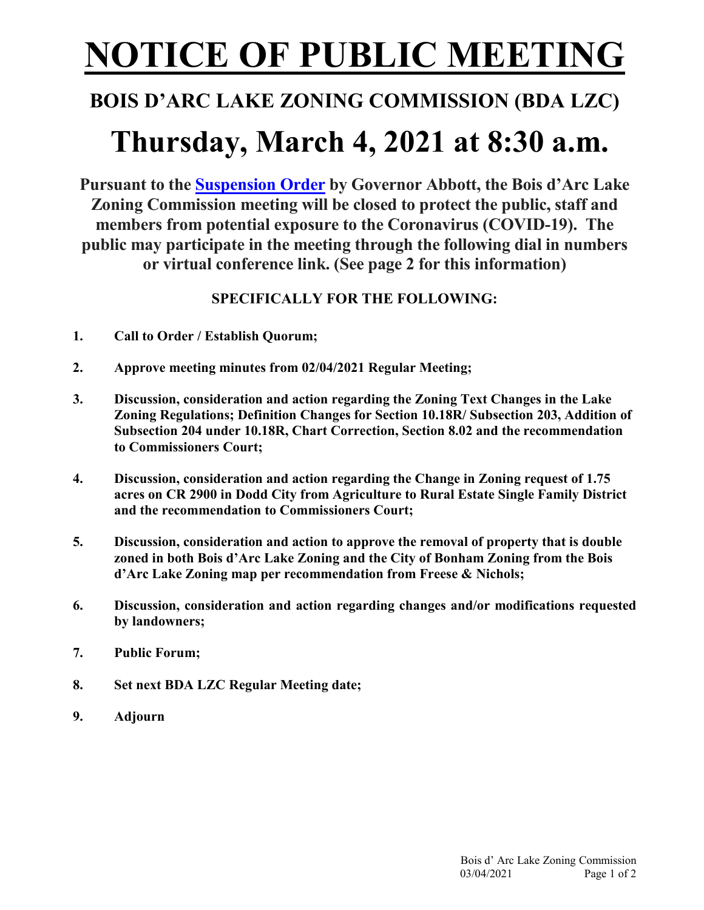# NOTICE OF PUBLIC MEETING

## BOIS D'ARC LAKE ZONING COMMISSION (BDA LZC)

# Thursday, March 4, 2021 at 8:30 a.m.

**Pursuant to the Suspension Order by Governor Abbott, the Bois d'Arc Lake Zoning Commission meeting will be closed to protect the public, staff and members from potential exposure to the Coronavirus (COVID-19). The public may participate in the meeting through the following dial in numbers or virtual conference link. (See page 2 for this information)**

### SPECIFICALLY FOR THE FOLLOWING:

1. **Call to Order / Establish Quorum;**
2. **Approve meeting minutes from 02/04/2021 Regular Meeting;**
3. **Discussion, consideration and action regarding the Zoning Text Changes in the Lake Zoning Regulations; Definition Changes for Section 10.18R/ Subsection 203, Addition of Subsection 204 under 10.18R, Chart Correction, Section 8.02 and the recommendation to Commissioners Court;**
4. **Discussion, consideration and action regarding the Change in Zoning request of 1.75 acres on CR 2900 in Dodd City from Agriculture to Rural Estate Single Family District and the recommendation to Commissioners Court;**
5. **Discussion, consideration and action to approve the removal of property that is double zoned in both Bois d'Arc Lake Zoning and the City of Bonham Zoning from the Bois d'Arc Lake Zoning map per recommendation from Freese & Nichols;**
6. **Discussion, consideration and action regarding changes and/or modifications requested by landowners;**
7. **Public Forum;**
8. **Set next BDA LZC Regular Meeting date;**
9. **Adjourn**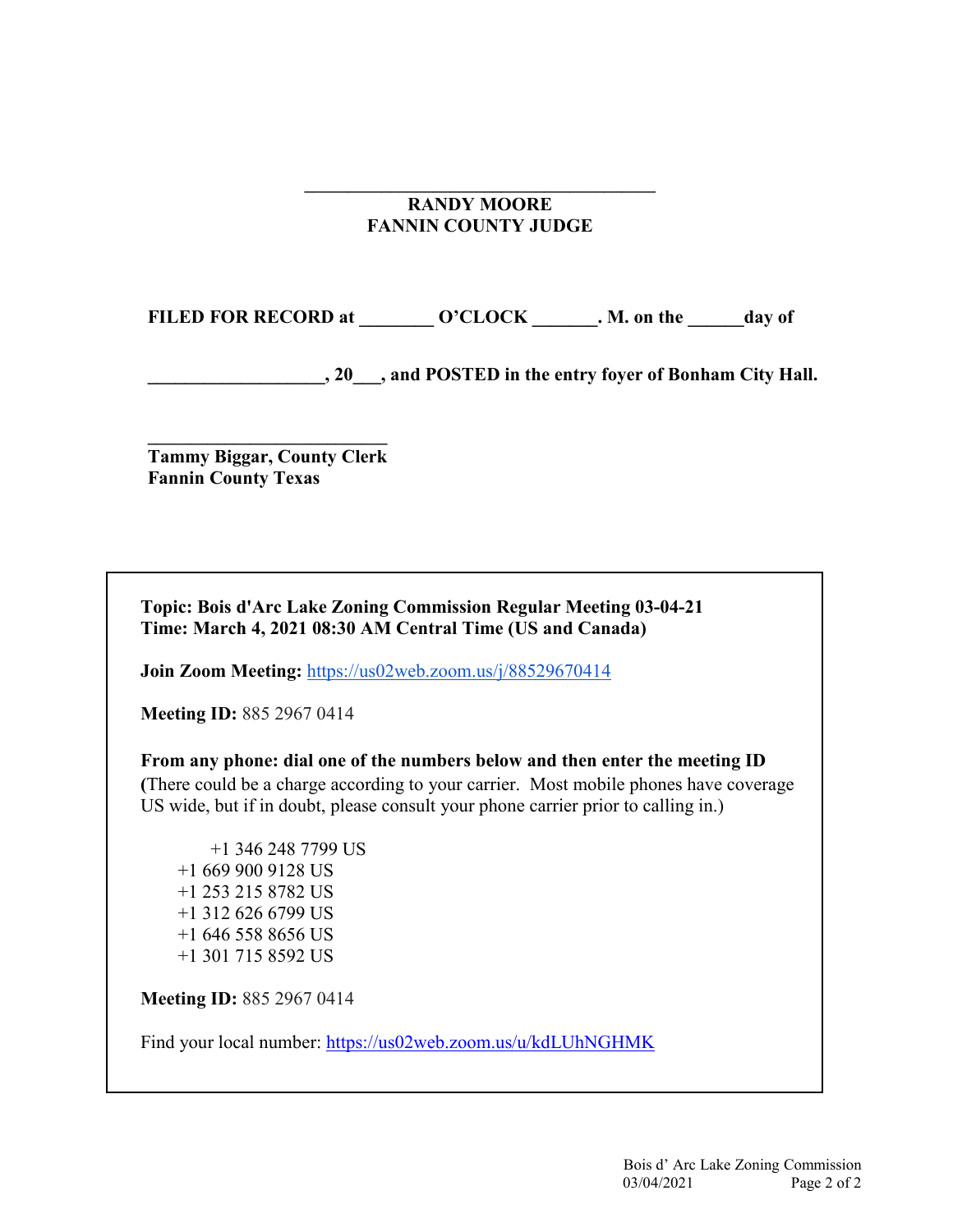\_\_\_\_\_\_\_\_\_\_\_\_\_\_\_\_\_\_\_\_\_\_\_\_\_\_\_\_\_\_\_\_\_\_\_\_\_\_\_

**RANDY MOORE**
**FANNIN COUNTY JUDGE**

**FILED FOR RECORD at \_\_\_\_\_\_\_\_ O'CLOCK \_\_\_\_\_\_\_. M. on the \_\_\_\_\_\_day of**

**\_\_\_\_\_\_\_\_\_\_\_\_\_\_\_\_\_\_\_, 20\_\_\_, and POSTED in the entry foyer of Bonham City Hall.**

\_\_\_\_\_\_\_\_\_\_\_\_\_\_\_\_\_\_\_\_\_\_\_\_\_\_

**Tammy Biggar, County Clerk**
**Fannin County Texas**

---

**Topic: Bois d'Arc Lake Zoning Commission Regular Meeting 03-04-21**
**Time: March 4, 2021 08:30 AM Central Time (US and Canada)**

**Join Zoom Meeting:** https://us02web.zoom.us/j/88529670414

**Meeting ID:** 885 2967 0414

**From any phone: dial one of the numbers below and then enter the meeting ID**
**(**There could be a charge according to your carrier. Most mobile phones have coverage US wide, but if in doubt, please consult your phone carrier prior to calling in.)

+1 346 248 7799 US
+1 669 900 9128 US
+1 253 215 8782 US
+1 312 626 6799 US
+1 646 558 8656 US
+1 301 715 8592 US

**Meeting ID:** 885 2967 0414

Find your local number: https://us02web.zoom.us/u/kdLUhNGHMK